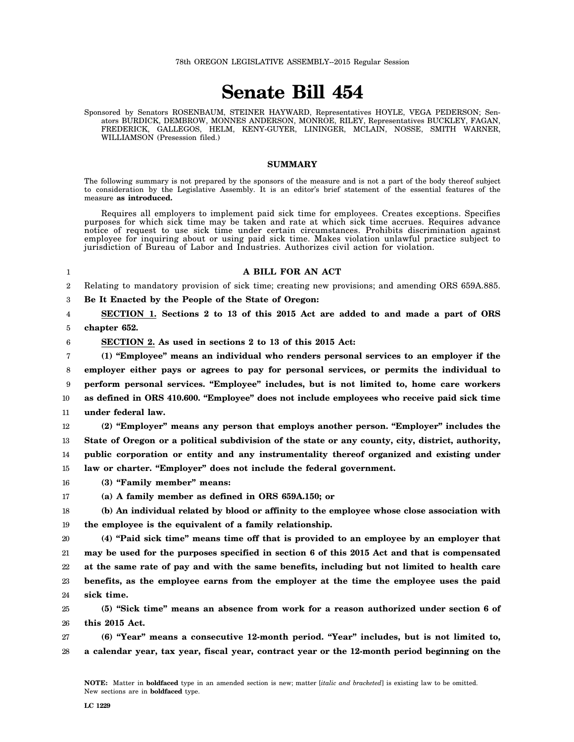78th OREGON LEGISLATIVE ASSEMBLY--2015 Regular Session

# Senate Bill 454

Sponsored by Senators ROSENBAUM, STEINER HAYWARD, Representatives HOYLE, VEGA PEDERSON; Senators BURDICK, DEMBROW, MONNES ANDERSON, MONROE, RILEY, Representatives BUCKLEY, FAGAN, FREDERICK, GALLEGOS, HELM, KENY-GUYER, LININGER, MCLAIN, NOSSE, SMITH WARNER, WILLIAMSON (Presession filed.)

## SUMMARY

The following summary is not prepared by the sponsors of the measure and is not a part of the body thereof subject to consideration by the Legislative Assembly. It is an editor's brief statement of the essential features of the measure **as introduced.**

Requires all employers to implement paid sick time for employees. Creates exceptions. Specifies purposes for which sick time may be taken and rate at which sick time accrues. Requires advance notice of request to use sick time under certain circumstances. Prohibits discrimination against employee for inquiring about or using paid sick time. Makes violation unlawful practice subject to jurisdiction of Bureau of Labor and Industries. Authorizes civil action for violation.

**A BILL FOR AN ACT**

Relating to mandatory provision of sick time; creating new provisions; and amending ORS 659A.885.

**Be It Enacted by the People of the State of Oregon:**

**SECTION 1. Sections 2 to 13 of this 2015 Act are added to and made a part of ORS chapter 652.**

**SECTION 2. As used in sections 2 to 13 of this 2015 Act:**

**(1) "Employee" means an individual who renders personal services to an employer if the employer either pays or agrees to pay for personal services, or permits the individual to perform personal services. "Employee" includes, but is not limited to, home care workers as defined in ORS 410.600. "Employee" does not include employees who receive paid sick time under federal law.**

**(2) "Employer" means any person that employs another person. "Employer" includes the State of Oregon or a political subdivision of the state or any county, city, district, authority, public corporation or entity and any instrumentality thereof organized and existing under law or charter. "Employer" does not include the federal government.**

**(3) "Family member" means:**

**(a) A family member as defined in ORS 659A.150; or**

**(b) An individual related by blood or affinity to the employee whose close association with the employee is the equivalent of a family relationship.**

**(4) "Paid sick time" means time off that is provided to an employee by an employer that may be used for the purposes specified in section 6 of this 2015 Act and that is compensated at the same rate of pay and with the same benefits, including but not limited to health care benefits, as the employee earns from the employer at the time the employee uses the paid sick time.**

**(5) "Sick time" means an absence from work for a reason authorized under section 6 of this 2015 Act.**

**(6) "Year" means a consecutive 12-month period. "Year" includes, but is not limited to, a calendar year, tax year, fiscal year, contract year or the 12-month period beginning on the**

**NOTE:** Matter in **boldfaced** type in an amended section is new; matter [*italic and bracketed*] is existing law to be omitted. New sections are in **boldfaced** type.

LC 1229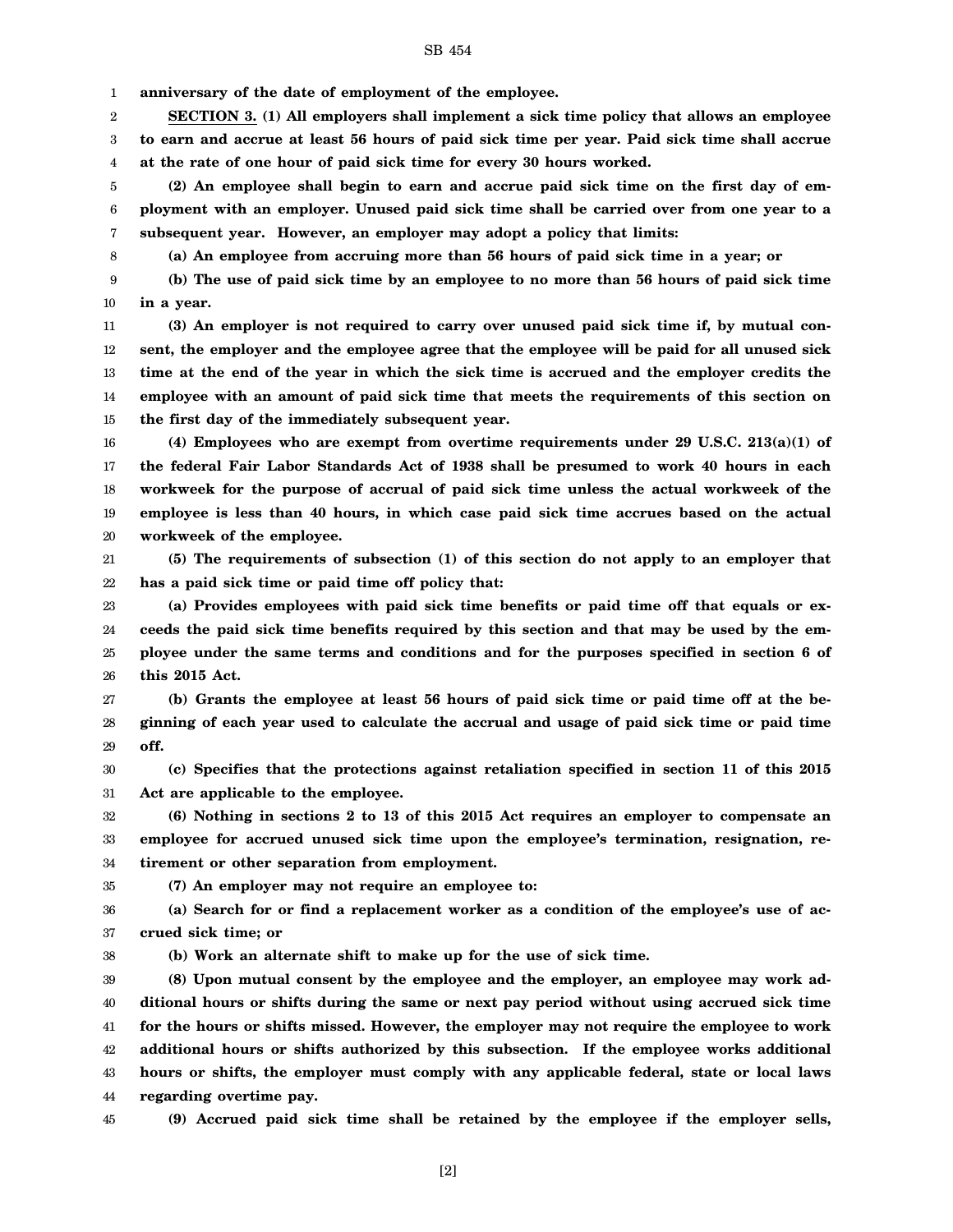**anniversary of the date of employment of the employee.**

**SECTION 3. (1) All employers shall implement a sick time policy that allows an employee to earn and accrue at least 56 hours of paid sick time per year. Paid sick time shall accrue at the rate of one hour of paid sick time for every 30 hours worked.**

**(2) An employee shall begin to earn and accrue paid sick time on the first day of employment with an employer. Unused paid sick time shall be carried over from one year to a subsequent year. However, an employer may adopt a policy that limits:**

**(a) An employee from accruing more than 56 hours of paid sick time in a year; or**

**(b) The use of paid sick time by an employee to no more than 56 hours of paid sick time in a year.**

**(3) An employer is not required to carry over unused paid sick time if, by mutual consent, the employer and the employee agree that the employee will be paid for all unused sick time at the end of the year in which the sick time is accrued and the employer credits the employee with an amount of paid sick time that meets the requirements of this section on the first day of the immediately subsequent year.**

**(4) Employees who are exempt from overtime requirements under 29 U.S.C. 213(a)(1) of the federal Fair Labor Standards Act of 1938 shall be presumed to work 40 hours in each workweek for the purpose of accrual of paid sick time unless the actual workweek of the employee is less than 40 hours, in which case paid sick time accrues based on the actual workweek of the employee.**

**(5) The requirements of subsection (1) of this section do not apply to an employer that has a paid sick time or paid time off policy that:**

**(a) Provides employees with paid sick time benefits or paid time off that equals or exceeds the paid sick time benefits required by this section and that may be used by the employee under the same terms and conditions and for the purposes specified in section 6 of this 2015 Act.**

**(b) Grants the employee at least 56 hours of paid sick time or paid time off at the beginning of each year used to calculate the accrual and usage of paid sick time or paid time off.**

**(c) Specifies that the protections against retaliation specified in section 11 of this 2015 Act are applicable to the employee.**

**(6) Nothing in sections 2 to 13 of this 2015 Act requires an employer to compensate an employee for accrued unused sick time upon the employee's termination, resignation, retirement or other separation from employment.**

**(7) An employer may not require an employee to:**

**(a) Search for or find a replacement worker as a condition of the employee's use of accrued sick time; or**

**(b) Work an alternate shift to make up for the use of sick time.**

**(8) Upon mutual consent by the employee and the employer, an employee may work additional hours or shifts during the same or next pay period without using accrued sick time for the hours or shifts missed. However, the employer may not require the employee to work additional hours or shifts authorized by this subsection. If the employee works additional hours or shifts, the employer must comply with any applicable federal, state or local laws regarding overtime pay.**

**(9) Accrued paid sick time shall be retained by the employee if the employer sells,**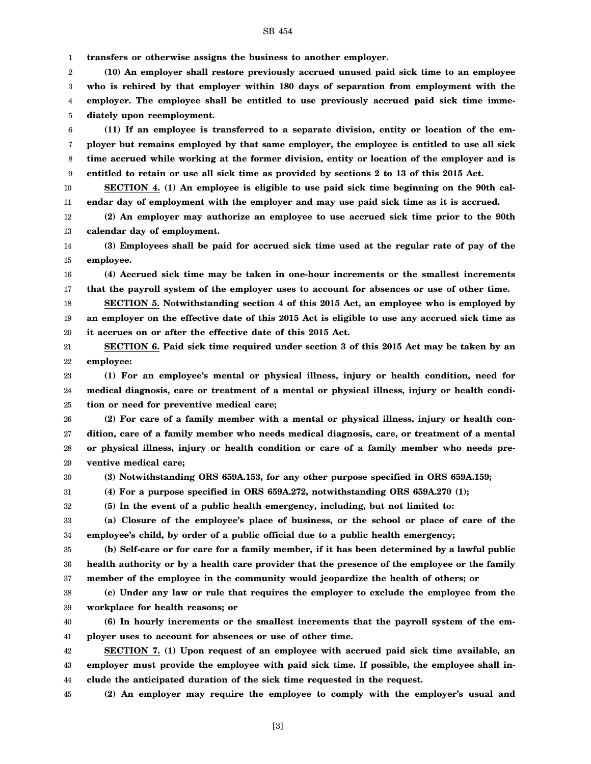**transfers or otherwise assigns the business to another employer.**

**(10) An employer shall restore previously accrued unused paid sick time to an employee who is rehired by that employer within 180 days of separation from employment with the employer. The employee shall be entitled to use previously accrued paid sick time immediately upon reemployment.**

**(11) If an employee is transferred to a separate division, entity or location of the employer but remains employed by that same employer, the employee is entitled to use all sick time accrued while working at the former division, entity or location of the employer and is entitled to retain or use all sick time as provided by sections 2 to 13 of this 2015 Act.**

**SECTION 4. (1) An employee is eligible to use paid sick time beginning on the 90th calendar day of employment with the employer and may use paid sick time as it is accrued.**

**(2) An employer may authorize an employee to use accrued sick time prior to the 90th calendar day of employment.**

**(3) Employees shall be paid for accrued sick time used at the regular rate of pay of the employee.**

**(4) Accrued sick time may be taken in one-hour increments or the smallest increments that the payroll system of the employer uses to account for absences or use of other time.**

**SECTION 5. Notwithstanding section 4 of this 2015 Act, an employee who is employed by an employer on the effective date of this 2015 Act is eligible to use any accrued sick time as it accrues on or after the effective date of this 2015 Act.**

**SECTION 6. Paid sick time required under section 3 of this 2015 Act may be taken by an employee:**

**(1) For an employee's mental or physical illness, injury or health condition, need for medical diagnosis, care or treatment of a mental or physical illness, injury or health condition or need for preventive medical care;**

**(2) For care of a family member with a mental or physical illness, injury or health condition, care of a family member who needs medical diagnosis, care, or treatment of a mental or physical illness, injury or health condition or care of a family member who needs preventive medical care;**

**(3) Notwithstanding ORS 659A.153, for any other purpose specified in ORS 659A.159;**

**(4) For a purpose specified in ORS 659A.272, notwithstanding ORS 659A.270 (1);**

**(5) In the event of a public health emergency, including, but not limited to:**

**(a) Closure of the employee's place of business, or the school or place of care of the employee's child, by order of a public official due to a public health emergency;**

**(b) Self-care or for care for a family member, if it has been determined by a lawful public health authority or by a health care provider that the presence of the employee or the family member of the employee in the community would jeopardize the health of others; or**

**(c) Under any law or rule that requires the employer to exclude the employee from the workplace for health reasons; or**

**(6) In hourly increments or the smallest increments that the payroll system of the employer uses to account for absences or use of other time.**

**SECTION 7. (1) Upon request of an employee with accrued paid sick time available, an employer must provide the employee with paid sick time. If possible, the employee shall include the anticipated duration of the sick time requested in the request.**

**(2) An employer may require the employee to comply with the employer's usual and**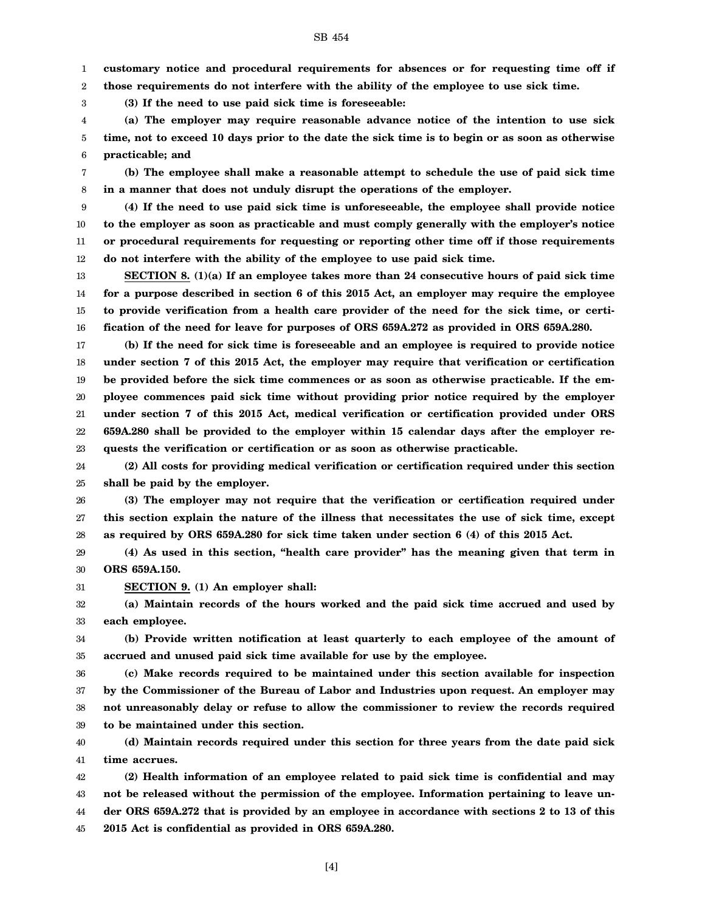**customary notice and procedural requirements for absences or for requesting time off if those requirements do not interfere with the ability of the employee to use sick time.**

**(3) If the need to use paid sick time is foreseeable:**

**(a) The employer may require reasonable advance notice of the intention to use sick time, not to exceed 10 days prior to the date the sick time is to begin or as soon as otherwise practicable; and**

**(b) The employee shall make a reasonable attempt to schedule the use of paid sick time in a manner that does not unduly disrupt the operations of the employer.**

**(4) If the need to use paid sick time is unforeseeable, the employee shall provide notice to the employer as soon as practicable and must comply generally with the employer's notice or procedural requirements for requesting or reporting other time off if those requirements do not interfere with the ability of the employee to use paid sick time.**

**SECTION 8. (1)(a) If an employee takes more than 24 consecutive hours of paid sick time for a purpose described in section 6 of this 2015 Act, an employer may require the employee to provide verification from a health care provider of the need for the sick time, or certification of the need for leave for purposes of ORS 659A.272 as provided in ORS 659A.280.**

**(b) If the need for sick time is foreseeable and an employee is required to provide notice under section 7 of this 2015 Act, the employer may require that verification or certification be provided before the sick time commences or as soon as otherwise practicable. If the employee commences paid sick time without providing prior notice required by the employer under section 7 of this 2015 Act, medical verification or certification provided under ORS 659A.280 shall be provided to the employer within 15 calendar days after the employer requests the verification or certification or as soon as otherwise practicable.**

**(2) All costs for providing medical verification or certification required under this section shall be paid by the employer.**

**(3) The employer may not require that the verification or certification required under this section explain the nature of the illness that necessitates the use of sick time, except as required by ORS 659A.280 for sick time taken under section 6 (4) of this 2015 Act.**

**(4) As used in this section, "health care provider" has the meaning given that term in ORS 659A.150.**

**SECTION 9. (1) An employer shall:**

**(a) Maintain records of the hours worked and the paid sick time accrued and used by each employee.**

**(b) Provide written notification at least quarterly to each employee of the amount of accrued and unused paid sick time available for use by the employee.**

**(c) Make records required to be maintained under this section available for inspection by the Commissioner of the Bureau of Labor and Industries upon request. An employer may not unreasonably delay or refuse to allow the commissioner to review the records required to be maintained under this section.**

**(d) Maintain records required under this section for three years from the date paid sick time accrues.**

**(2) Health information of an employee related to paid sick time is confidential and may not be released without the permission of the employee. Information pertaining to leave under ORS 659A.272 that is provided by an employee in accordance with sections 2 to 13 of this 2015 Act is confidential as provided in ORS 659A.280.**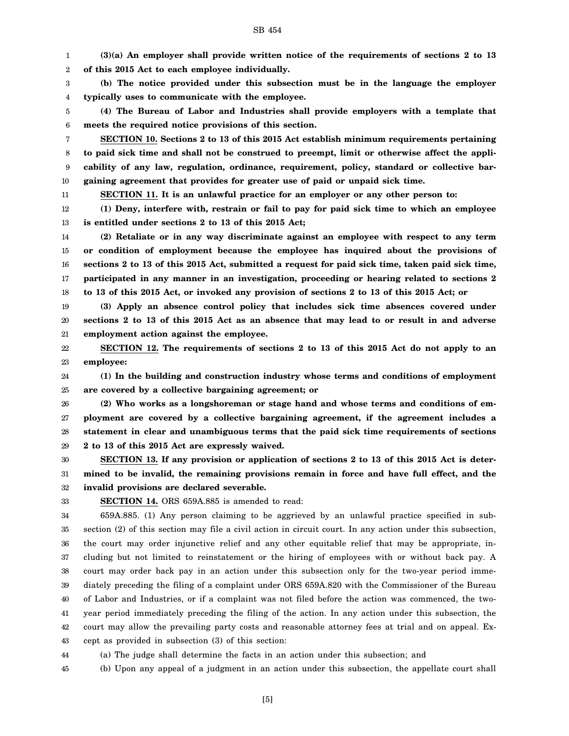**(3)(a) An employer shall provide written notice of the requirements of sections 2 to 13 of this 2015 Act to each employee individually.**

**(b) The notice provided under this subsection must be in the language the employer typically uses to communicate with the employee.**

**(4) The Bureau of Labor and Industries shall provide employers with a template that meets the required notice provisions of this section.**

**SECTION 10. Sections 2 to 13 of this 2015 Act establish minimum requirements pertaining to paid sick time and shall not be construed to preempt, limit or otherwise affect the applicability of any law, regulation, ordinance, requirement, policy, standard or collective bargaining agreement that provides for greater use of paid or unpaid sick time.**

**SECTION 11. It is an unlawful practice for an employer or any other person to:**

**(1) Deny, interfere with, restrain or fail to pay for paid sick time to which an employee is entitled under sections 2 to 13 of this 2015 Act;**

**(2) Retaliate or in any way discriminate against an employee with respect to any term or condition of employment because the employee has inquired about the provisions of sections 2 to 13 of this 2015 Act, submitted a request for paid sick time, taken paid sick time, participated in any manner in an investigation, proceeding or hearing related to sections 2 to 13 of this 2015 Act, or invoked any provision of sections 2 to 13 of this 2015 Act; or**

**(3) Apply an absence control policy that includes sick time absences covered under sections 2 to 13 of this 2015 Act as an absence that may lead to or result in and adverse employment action against the employee.**

**SECTION 12. The requirements of sections 2 to 13 of this 2015 Act do not apply to an employee:**

**(1) In the building and construction industry whose terms and conditions of employment are covered by a collective bargaining agreement; or**

**(2) Who works as a longshoreman or stage hand and whose terms and conditions of employment are covered by a collective bargaining agreement, if the agreement includes a statement in clear and unambiguous terms that the paid sick time requirements of sections 2 to 13 of this 2015 Act are expressly waived.**

**SECTION 13. If any provision or application of sections 2 to 13 of this 2015 Act is determined to be invalid, the remaining provisions remain in force and have full effect, and the invalid provisions are declared severable.**

**SECTION 14.** ORS 659A.885 is amended to read:

659A.885. (1) Any person claiming to be aggrieved by an unlawful practice specified in subsection (2) of this section may file a civil action in circuit court. In any action under this subsection, the court may order injunctive relief and any other equitable relief that may be appropriate, including but not limited to reinstatement or the hiring of employees with or without back pay. A court may order back pay in an action under this subsection only for the two-year period immediately preceding the filing of a complaint under ORS 659A.820 with the Commissioner of the Bureau of Labor and Industries, or if a complaint was not filed before the action was commenced, the two-year period immediately preceding the filing of the action. In any action under this subsection, the court may allow the prevailing party costs and reasonable attorney fees at trial and on appeal. Except as provided in subsection (3) of this section:

(a) The judge shall determine the facts in an action under this subsection; and

(b) Upon any appeal of a judgment in an action under this subsection, the appellate court shall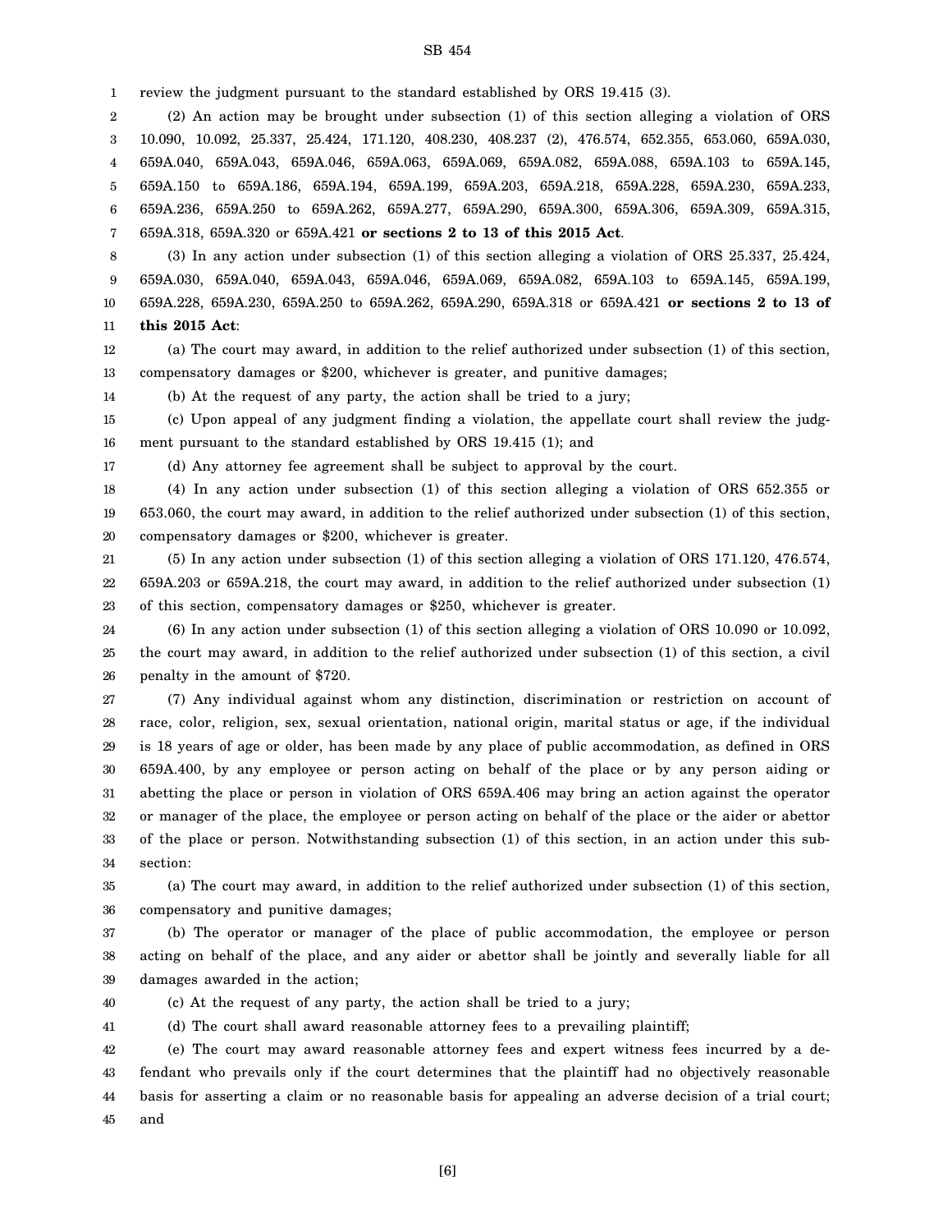review the judgment pursuant to the standard established by ORS 19.415 (3).

(2) An action may be brought under subsection (1) of this section alleging a violation of ORS 10.090, 10.092, 25.337, 25.424, 171.120, 408.230, 408.237 (2), 476.574, 652.355, 653.060, 659A.030, 659A.040, 659A.043, 659A.046, 659A.063, 659A.069, 659A.082, 659A.088, 659A.103 to 659A.145, 659A.150 to 659A.186, 659A.194, 659A.199, 659A.203, 659A.218, 659A.228, 659A.230, 659A.233, 659A.236, 659A.250 to 659A.262, 659A.277, 659A.290, 659A.300, 659A.306, 659A.309, 659A.315, 659A.318, 659A.320 or 659A.421 **or sections 2 to 13 of this 2015 Act**.

(3) In any action under subsection (1) of this section alleging a violation of ORS 25.337, 25.424, 659A.030, 659A.040, 659A.043, 659A.046, 659A.069, 659A.082, 659A.103 to 659A.145, 659A.199, 659A.228, 659A.230, 659A.250 to 659A.262, 659A.290, 659A.318 or 659A.421 **or sections 2 to 13 of this 2015 Act**:

(a) The court may award, in addition to the relief authorized under subsection (1) of this section, compensatory damages or $200, whichever is greater, and punitive damages;

(b) At the request of any party, the action shall be tried to a jury;

(c) Upon appeal of any judgment finding a violation, the appellate court shall review the judgment pursuant to the standard established by ORS 19.415 (1); and

(d) Any attorney fee agreement shall be subject to approval by the court.

(4) In any action under subsection (1) of this section alleging a violation of ORS 652.355 or 653.060, the court may award, in addition to the relief authorized under subsection (1) of this section, compensatory damages or $200, whichever is greater.

(5) In any action under subsection (1) of this section alleging a violation of ORS 171.120, 476.574, 659A.203 or 659A.218, the court may award, in addition to the relief authorized under subsection (1) of this section, compensatory damages or $250, whichever is greater.

(6) In any action under subsection (1) of this section alleging a violation of ORS 10.090 or 10.092, the court may award, in addition to the relief authorized under subsection (1) of this section, a civil penalty in the amount of $720.

(7) Any individual against whom any distinction, discrimination or restriction on account of race, color, religion, sex, sexual orientation, national origin, marital status or age, if the individual is 18 years of age or older, has been made by any place of public accommodation, as defined in ORS 659A.400, by any employee or person acting on behalf of the place or by any person aiding or abetting the place or person in violation of ORS 659A.406 may bring an action against the operator or manager of the place, the employee or person acting on behalf of the place or the aider or abettor of the place or person. Notwithstanding subsection (1) of this section, in an action under this subsection:

(a) The court may award, in addition to the relief authorized under subsection (1) of this section, compensatory and punitive damages;

(b) The operator or manager of the place of public accommodation, the employee or person acting on behalf of the place, and any aider or abettor shall be jointly and severally liable for all damages awarded in the action;

(c) At the request of any party, the action shall be tried to a jury;

(d) The court shall award reasonable attorney fees to a prevailing plaintiff;

(e) The court may award reasonable attorney fees and expert witness fees incurred by a defendant who prevails only if the court determines that the plaintiff had no objectively reasonable basis for asserting a claim or no reasonable basis for appealing an adverse decision of a trial court; and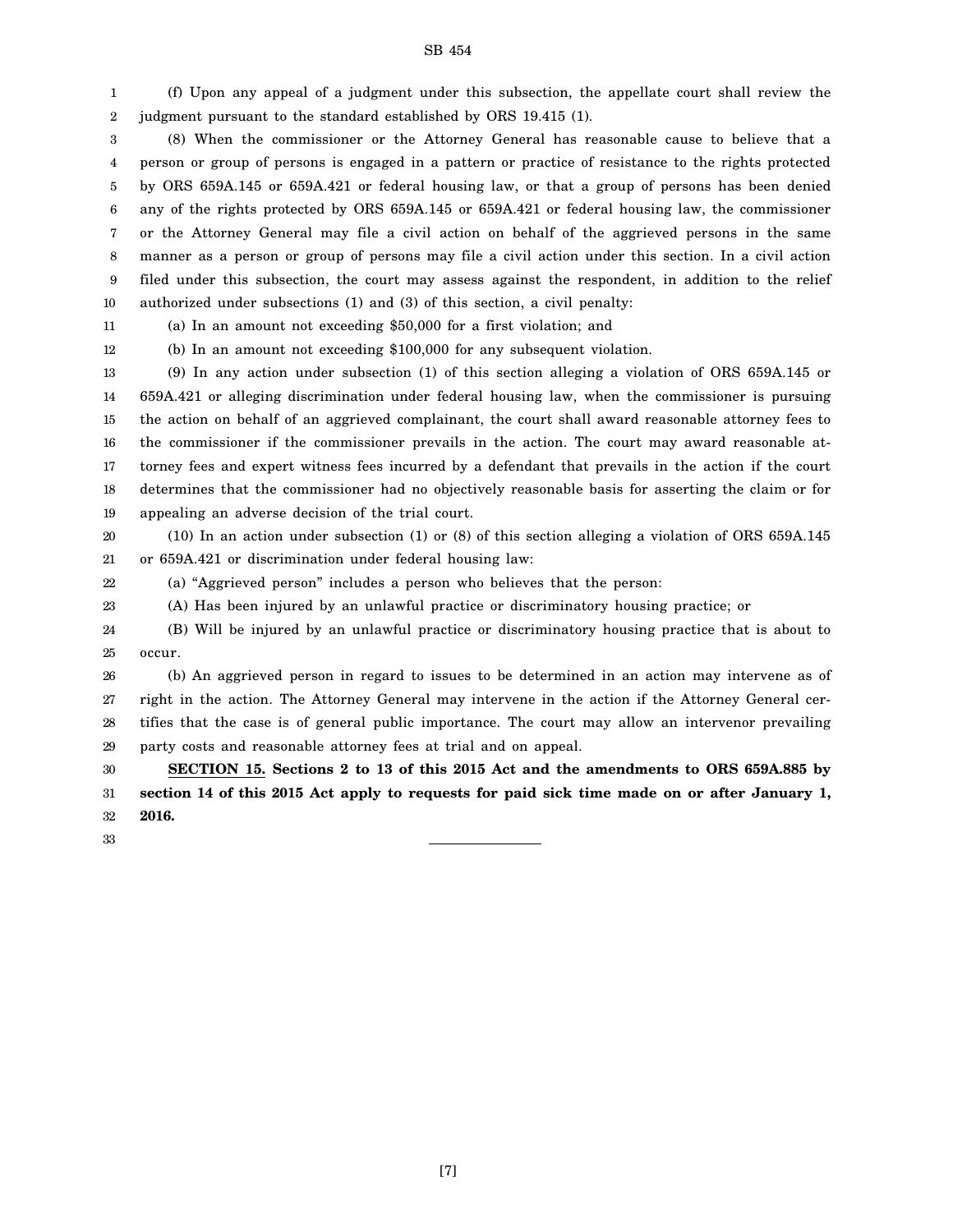(f) Upon any appeal of a judgment under this subsection, the appellate court shall review the judgment pursuant to the standard established by ORS 19.415 (1).

(8) When the commissioner or the Attorney General has reasonable cause to believe that a person or group of persons is engaged in a pattern or practice of resistance to the rights protected by ORS 659A.145 or 659A.421 or federal housing law, or that a group of persons has been denied any of the rights protected by ORS 659A.145 or 659A.421 or federal housing law, the commissioner or the Attorney General may file a civil action on behalf of the aggrieved persons in the same manner as a person or group of persons may file a civil action under this section. In a civil action filed under this subsection, the court may assess against the respondent, in addition to the relief authorized under subsections (1) and (3) of this section, a civil penalty:

(a) In an amount not exceeding $50,000 for a first violation; and

(b) In an amount not exceeding $100,000 for any subsequent violation.

(9) In any action under subsection (1) of this section alleging a violation of ORS 659A.145 or 659A.421 or alleging discrimination under federal housing law, when the commissioner is pursuing the action on behalf of an aggrieved complainant, the court shall award reasonable attorney fees to the commissioner if the commissioner prevails in the action. The court may award reasonable attorney fees and expert witness fees incurred by a defendant that prevails in the action if the court determines that the commissioner had no objectively reasonable basis for asserting the claim or for appealing an adverse decision of the trial court.

(10) In an action under subsection (1) or (8) of this section alleging a violation of ORS 659A.145 or 659A.421 or discrimination under federal housing law:

(a) "Aggrieved person" includes a person who believes that the person:

(A) Has been injured by an unlawful practice or discriminatory housing practice; or

(B) Will be injured by an unlawful practice or discriminatory housing practice that is about to occur.

(b) An aggrieved person in regard to issues to be determined in an action may intervene as of right in the action. The Attorney General may intervene in the action if the Attorney General certifies that the case is of general public importance. The court may allow an intervenor prevailing party costs and reasonable attorney fees at trial and on appeal.

**SECTION 15. Sections 2 to 13 of this 2015 Act and the amendments to ORS 659A.885 by section 14 of this 2015 Act apply to requests for paid sick time made on or after January 1, 2016.**